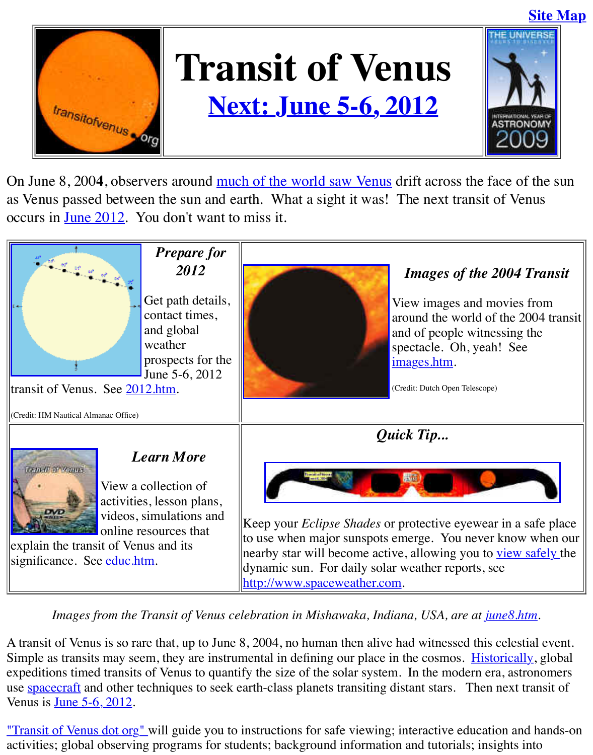Site Map

# Transit of Venus

## Next: June 5-6, 2012

On June 8, 2004, observers around much of the world saw Venus drift across the face of the sun as Venus passed between the sun and earth. What a sight it was! The next transit of Venus occurs in June 2012. You don't want to miss it.

### *Prepare for 2012*

Get path details, contact times, and global weather prospects for the June 5-6, 2012 transit of Venus. See 2012.htm.

(Credit: HM Nautical Almanac Office)

### *Images of the 2004 Transit*

View images and movies from around the world of the 2004 transit and of people witnessing the spectacle. Oh, yeah! See images.htm.

(Credit: Dutch Open Telescope)

### *Learn More*

View a collection of activities, lesson plans, videos, simulations and online resources that explain the transit of Venus and its significance. See educ.htm.

### *Quick Tip...*

Keep your *Eclipse Shades* or protective eyewear in a safe place to use when major sunspots emerge. You never know when our nearby star will become active, allowing you to view safely the dynamic sun. For daily solar weather reports, see http://www.spaceweather.com.

*Images from the Transit of Venus celebration in Mishawaka, Indiana, USA, are at june8.htm.*

A transit of Venus is so rare that, up to June 8, 2004, no human then alive had witnessed this celestial event. Simple as transits may seem, they are instrumental in defining our place in the cosmos. Historically, global expeditions timed transits of Venus to quantify the size of the solar system. In the modern era, astronomers use spacecraft and other techniques to seek earth-class planets transiting distant stars. Then next transit of Venus is June 5-6, 2012.

"Transit of Venus dot org" will guide you to instructions for safe viewing; interactive education and hands-on activities; global observing programs for students; background information and tutorials; insights into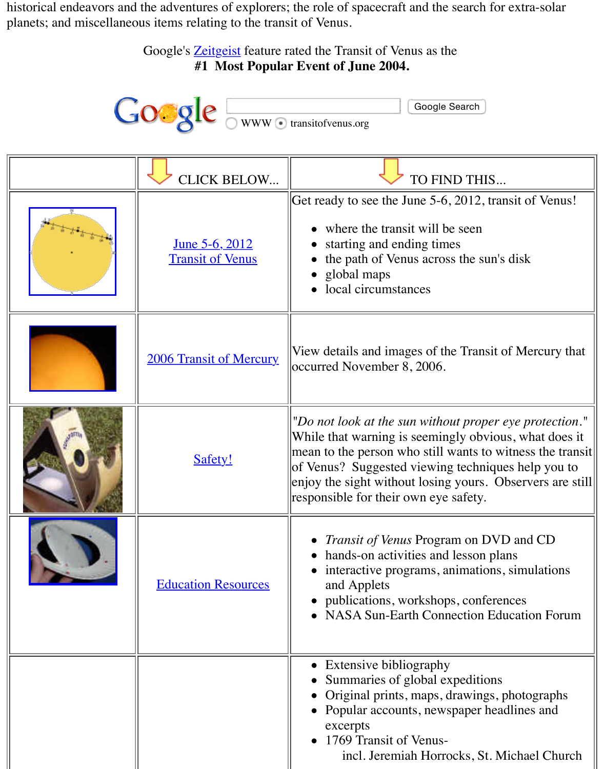historical endeavors and the adventures of explorers; the role of spacecraft and the search for extra-solar planets; and miscellaneous items relating to the transit of Venus.

Google's Zeitgeist feature rated the Transit of Venus as the
**#1 Most Popular Event of June 2004.**

Google Search
WWW transitofvenus.org

| | CLICK BELOW... | TO FIND THIS... |
|---|---|---|
| | June 5-6, 2012 Transit of Venus | Get ready to see the June 5-6, 2012, transit of Venus!<br>• where the transit will be seen<br>• starting and ending times<br>• the path of Venus across the sun's disk<br>• global maps<br>• local circumstances |
| | 2006 Transit of Mercury | View details and images of the Transit of Mercury that occurred November 8, 2006. |
| | Safety! | *"Do not look at the sun without proper eye protection."* While that warning is seemingly obvious, what does it mean to the person who still wants to witness the transit of Venus? Suggested viewing techniques help you to enjoy the sight without losing yours. Observers are still responsible for their own eye safety. |
| | Education Resources | • *Transit of Venus* Program on DVD and CD<br>• hands-on activities and lesson plans<br>• interactive programs, animations, simulations and Applets<br>• publications, workshops, conferences<br>• NASA Sun-Earth Connection Education Forum |
| | | • Extensive bibliography<br>• Summaries of global expeditions<br>• Original prints, maps, drawings, photographs<br>• Popular accounts, newspaper headlines and excerpts<br>• 1769 Transit of Venus- incl. Jeremiah Horrocks, St. Michael Church |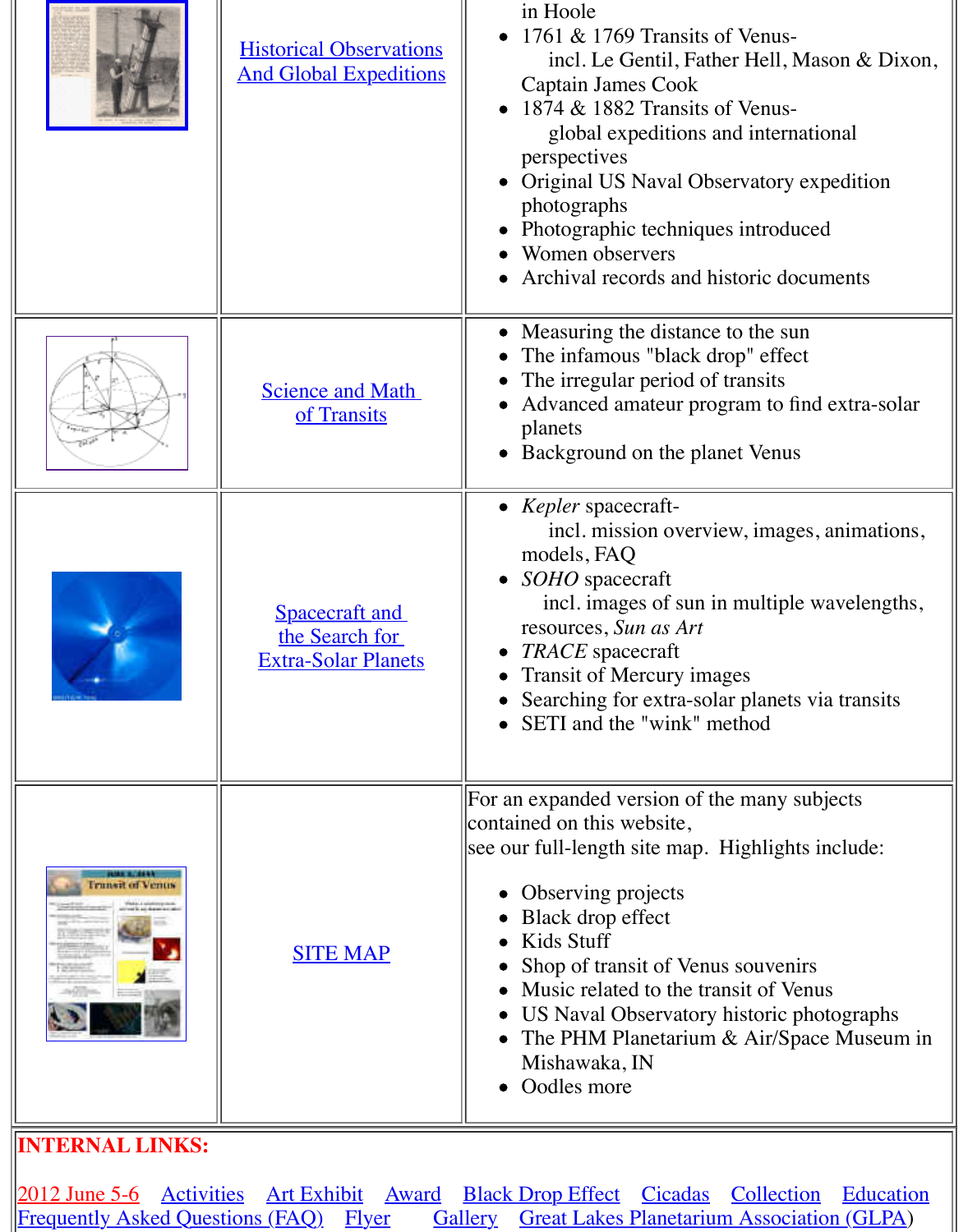| | | |
|---|---|---|
| | Historical Observations And Global Expeditions | in Hoole<br>• 1761 & 1769 Transits of Venus- incl. Le Gentil, Father Hell, Mason & Dixon, Captain James Cook<br>• 1874 & 1882 Transits of Venus- global expeditions and international perspectives<br>• Original US Naval Observatory expedition photographs<br>• Photographic techniques introduced<br>• Women observers<br>• Archival records and historic documents |
| | Science and Math of Transits | • Measuring the distance to the sun<br>• The infamous "black drop" effect<br>• The irregular period of transits<br>• Advanced amateur program to find extra-solar planets<br>• Background on the planet Venus |
| | Spacecraft and the Search for Extra-Solar Planets | • *Kepler* spacecraft- incl. mission overview, images, animations, models, FAQ<br>• *SOHO* spacecraft incl. images of sun in multiple wavelengths, resources, *Sun as Art*<br>• *TRACE* spacecraft<br>• Transit of Mercury images<br>• Searching for extra-solar planets via transits<br>• SETI and the "wink" method |
| | SITE MAP | For an expanded version of the many subjects contained on this website, see our full-length site map. Highlights include:<br>• Observing projects<br>• Black drop effect<br>• Kids Stuff<br>• Shop of transit of Venus souvenirs<br>• Music related to the transit of Venus<br>• US Naval Observatory historic photographs<br>• The PHM Planetarium & Air/Space Museum in Mishawaka, IN<br>• Oodles more |

**INTERNAL LINKS:**

2012 June 5-6   Activities   Art Exhibit   Award   Black Drop Effect   Cicadas   Collection   Education
Frequently Asked Questions (FAQ)   Flyer   Gallery   Great Lakes Planetarium Association (GLPA)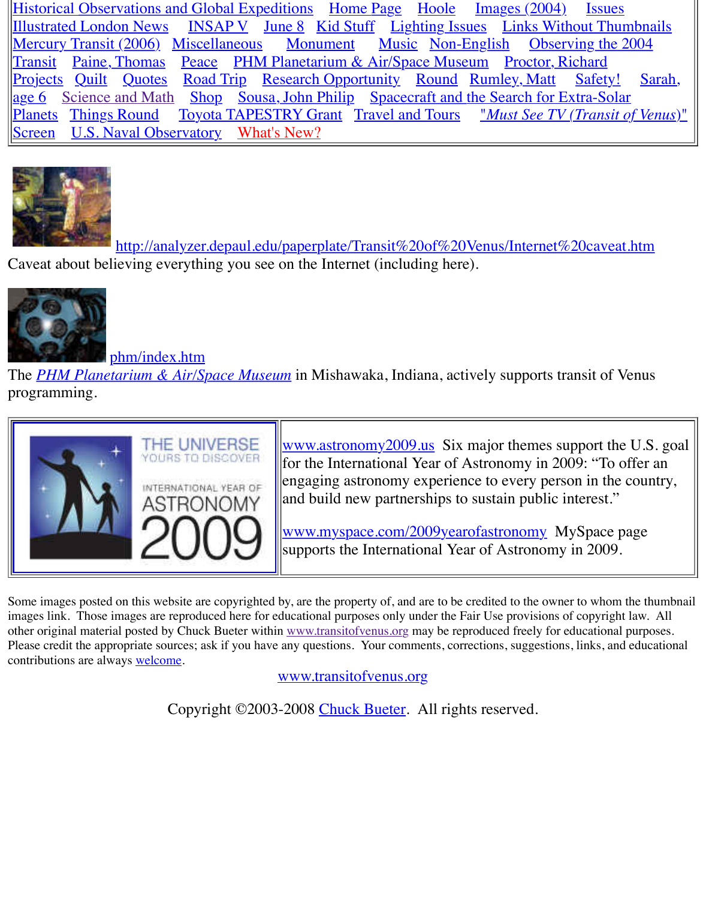Historical Observations and Global Expeditions   Home Page   Hoole   Images (2004)   Issues
Illustrated London News   INSAP V   June 8   Kid Stuff   Lighting Issues   Links Without Thumbnails
Mercury Transit (2006)   Miscellaneous   Monument   Music   Non-English   Observing the 2004 Transit   Paine, Thomas   Peace   PHM Planetarium & Air/Space Museum   Proctor, Richard
Projects   Quilt   Quotes   Road Trip   Research Opportunity   Round   Rumley, Matt   Safety!   Sarah, age 6   Science and Math   Shop   Sousa, John Philip   Spacecraft and the Search for Extra-Solar Planets   Things Round   Toyota TAPESTRY Grant   Travel and Tours   "*Must See TV (Transit of Venus)*" Screen   U.S. Naval Observatory   What's New?

http://analyzer.depaul.edu/paperplate/Transit%20of%20Venus/Internet%20caveat.htm
Caveat about believing everything you see on the Internet (including here).

phm/index.htm
The *PHM Planetarium & Air/Space Museum* in Mishawaka, Indiana, actively supports transit of Venus programming.

THE UNIVERSE YOURS TO DISCOVER
INTERNATIONAL YEAR OF ASTRONOMY 2009

www.astronomy2009.us  Six major themes support the U.S. goal for the International Year of Astronomy in 2009: "To offer an engaging astronomy experience to every person in the country, and build new partnerships to sustain public interest."

www.myspace.com/2009yearofastronomy  MySpace page supports the International Year of Astronomy in 2009.

Some images posted on this website are copyrighted by, are the property of, and are to be credited to the owner to whom the thumbnail images link. Those images are reproduced here for educational purposes only under the Fair Use provisions of copyright law. All other original material posted by Chuck Bueter within www.transitofvenus.org may be reproduced freely for educational purposes. Please credit the appropriate sources; ask if you have any questions. Your comments, corrections, suggestions, links, and educational contributions are always welcome.

www.transitofvenus.org

Copyright ©2003-2008 Chuck Bueter. All rights reserved.